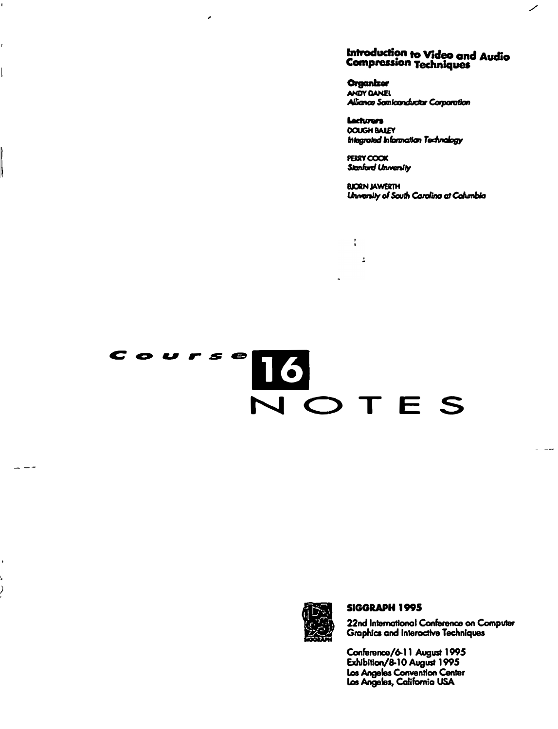# Introduction to Video and Audio Compression Techniques

**Organizer**
ANDY DANIEL
*Alliance Semiconductor Corporation*

**Lecturers**
DOUGH BAILEY
*Integrated Information Technology*

PERRY COOK
*Stanford University*

BJORN JAWERTH
*University of South Carolina at Columbia*

# Course 16 NOTES

**SIGGRAPH 1995**

22nd International Conference on Computer Graphics and Interactive Techniques

Conference/6-11 August 1995
Exhibition/8-10 August 1995
Los Angeles Convention Center
Los Angeles, California USA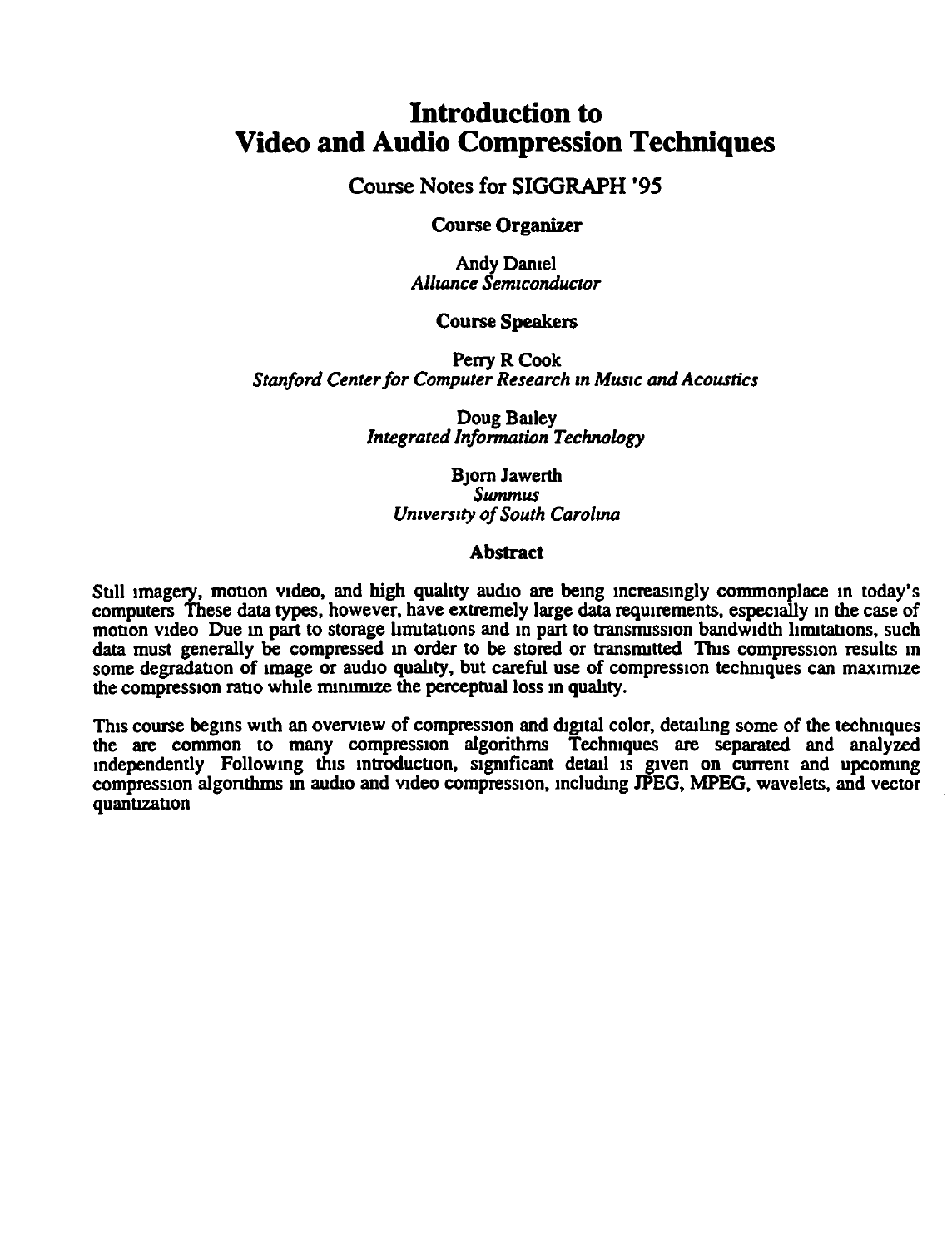# Introduction to Video and Audio Compression Techniques

Course Notes for SIGGRAPH '95

**Course Organizer**

Andy Daniel
*Alliance Semiconductor*

**Course Speakers**

Perry R Cook
*Stanford Center for Computer Research in Music and Acoustics*

Doug Bailey
*Integrated Information Technology*

Bjorn Jawerth
*Summus*
*University of South Carolina*

## Abstract

Still imagery, motion video, and high quality audio are being increasingly commonplace in today's computers These data types, however, have extremely large data requirements, especially in the case of motion video Due in part to storage limitations and in part to transmission bandwidth limitations, such data must generally be compressed in order to be stored or transmitted This compression results in some degradation of image or audio quality, but careful use of compression techniques can maximize the compression ratio while minimize the perceptual loss in quality.

This course begins with an overview of compression and digital color, detailing some of the techniques the are common to many compression algorithms Techniques are separated and analyzed independently Following this introduction, significant detail is given on current and upcoming compression algorithms in audio and video compression, including JPEG, MPEG, wavelets, and vector quantization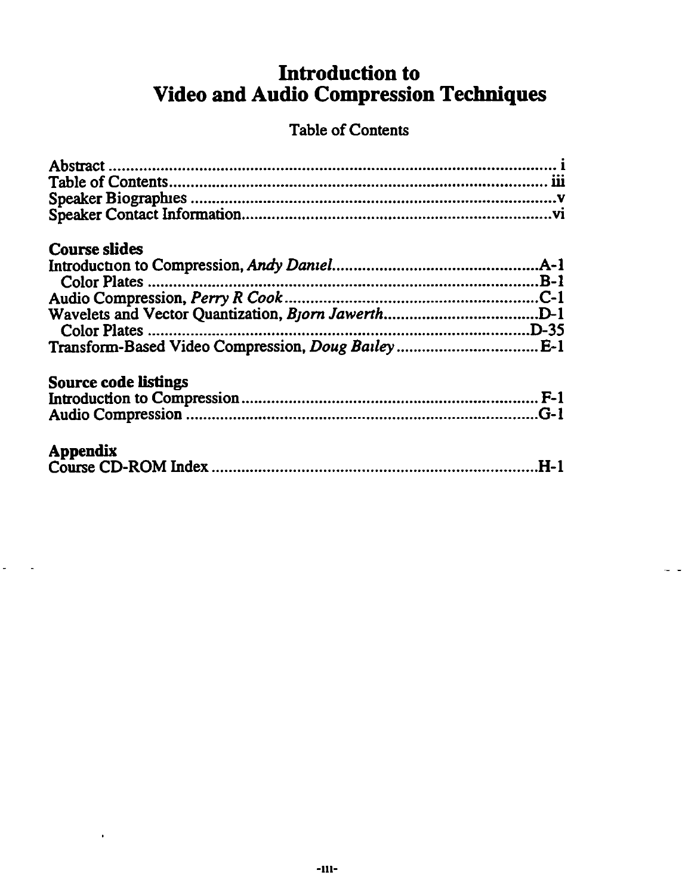# Introduction to Video and Audio Compression Techniques

Table of Contents

Abstract .......................................................................................................... i
Table of Contents.......................................................................................... iii
Speaker Biographies ........................................................................................v
Speaker Contact Information..........................................................................vi

**Course slides**

Introduction to Compression, *Andy Daniel*..................................................A-1
Color Plates ..................................................................................................B-1
Audio Compression, *Perry R Cook*...............................................................C-1
Wavelets and Vector Quantization, *Bjorn Jawerth*......................................D-1
Color Plates ................................................................................................D-35
Transform-Based Video Compression, *Doug Bailey*...................................E-1

**Source code listings**

Introduction to Compression ........................................................................F-1
Audio Compression .....................................................................................G-1

**Appendix**

Course CD-ROM Index ...............................................................................H-1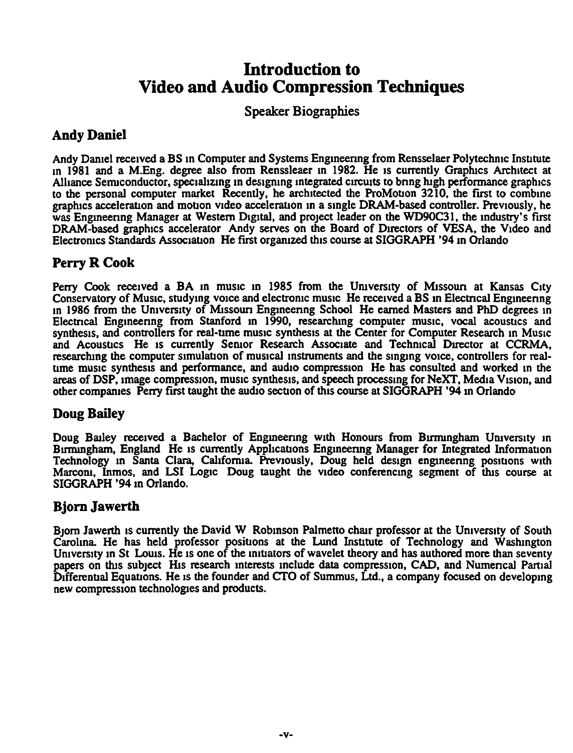# Introduction to Video and Audio Compression Techniques

Speaker Biographies

## Andy Daniel

Andy Daniel received a BS in Computer and Systems Engineering from Rensselaer Polytechnic Institute in 1981 and a M.Eng. degree also from Renssleaer in 1982. He is currently Graphics Architect at Alliance Semiconductor, specializing in designing integrated circuits to bring high performance graphics to the personal computer market Recently, he architected the ProMotion 3210, the first to combine graphics acceleration and motion video acceleration in a single DRAM-based controller. Previously, he was Engineering Manager at Western Digital, and project leader on the WD90C31, the industry's first DRAM-based graphics accelerator Andy serves on the Board of Directors of VESA, the Video and Electronics Standards Association He first organized this course at SIGGRAPH '94 in Orlando

## Perry R Cook

Perry Cook received a BA in music in 1985 from the University of Missouri at Kansas City Conservatory of Music, studying voice and electronic music He received a BS in Electrical Engineering in 1986 from the University of Missouri Engineering School He earned Masters and PhD degrees in Electrical Engineering from Stanford in 1990, researching computer music, vocal acoustics and synthesis, and controllers for real-time music synthesis at the Center for Computer Research in Music and Acoustics He is currently Senior Research Associate and Technical Director at CCRMA, researching the computer simulation of musical instruments and the singing voice, controllers for real-time music synthesis and performance, and audio compression He has consulted and worked in the areas of DSP, image compression, music synthesis, and speech processing for NeXT, Media Vision, and other companies Perry first taught the audio section of this course at SIGGRAPH '94 in Orlando

## Doug Bailey

Doug Bailey received a Bachelor of Engineering with Honours from Birmingham University in Birmingham, England He is currently Applications Engineering Manager for Integrated Information Technology in Santa Clara, California. Previously, Doug held design engineering positions with Marconi, Inmos, and LSI Logic Doug taught the video conferencing segment of this course at SIGGRAPH '94 in Orlando.

## Bjorn Jawerth

Bjorn Jawerth is currently the David W Robinson Palmetto chair professor at the University of South Carolina. He has held professor positions at the Lund Institute of Technology and Washington University in St Louis. He is one of the initiators of wavelet theory and has authored more than seventy papers on this subject His research interests include data compression, CAD, and Numerical Partial Differential Equations. He is the founder and CTO of Summus, Ltd., a company focused on developing new compression technologies and products.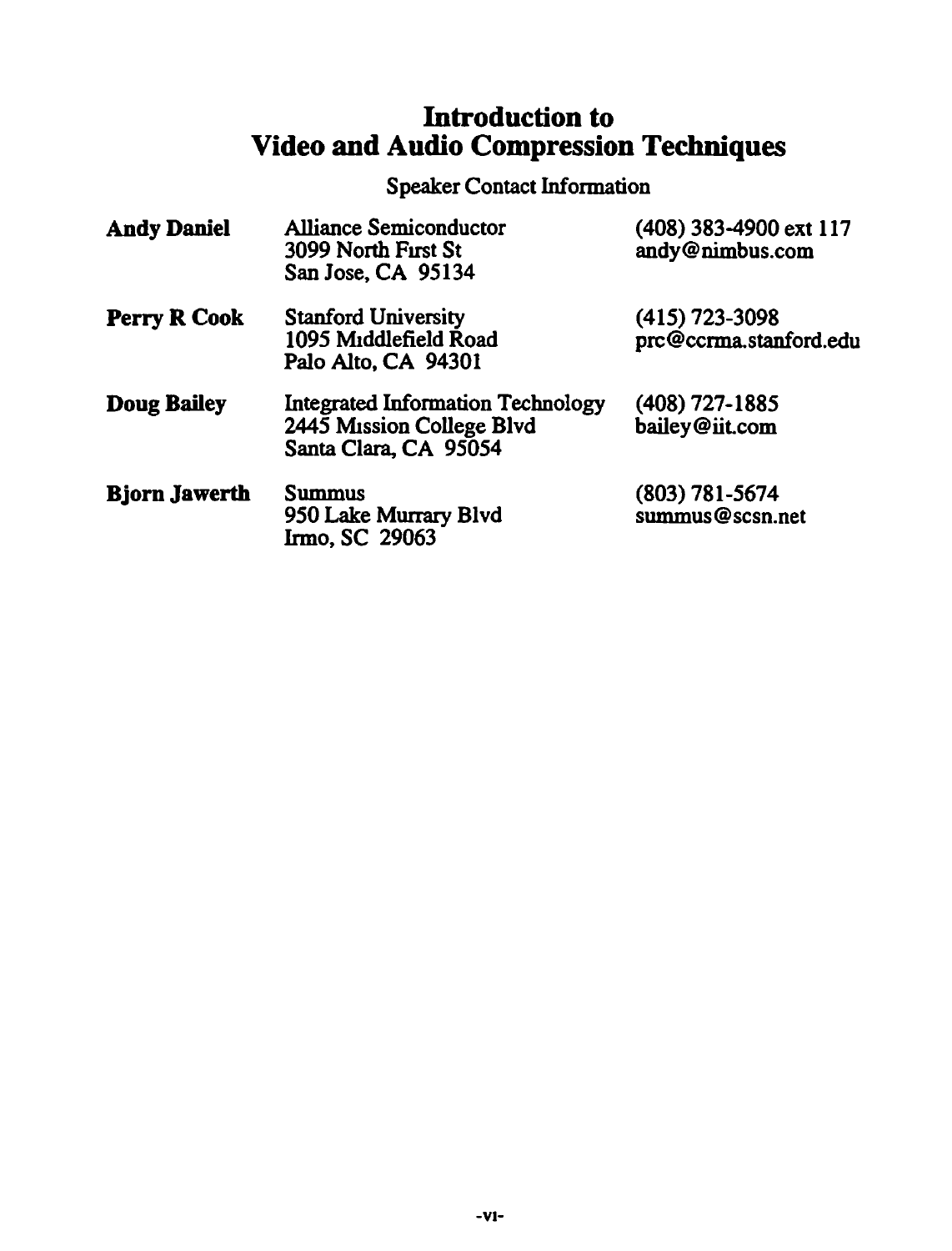# Introduction to Video and Audio Compression Techniques

Speaker Contact Information

| | | |
|---|---|---|
| **Andy Daniel** | Alliance Semiconductor<br>3099 North First St<br>San Jose, CA 95134 | (408) 383-4900 ext 117<br>andy@nimbus.com |
| **Perry R Cook** | Stanford University<br>1095 Middlefield Road<br>Palo Alto, CA 94301 | (415) 723-3098<br>prc@ccrma.stanford.edu |
| **Doug Bailey** | Integrated Information Technology<br>2445 Mission College Blvd<br>Santa Clara, CA 95054 | (408) 727-1885<br>bailey@iit.com |
| **Bjorn Jawerth** | Summus<br>950 Lake Murrary Blvd<br>Irmo, SC 29063 | (803) 781-5674<br>summus@scsn.net |